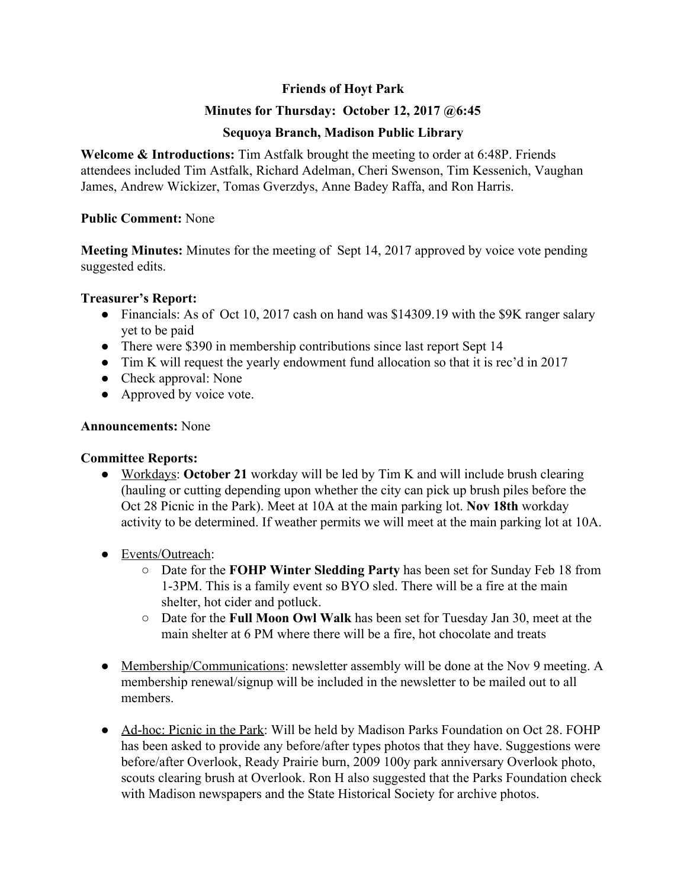**Friends of Hoyt Park**

**Minutes for Thursday: October 12, 2017 @6:45**

**Sequoya Branch, Madison Public Library**

**Welcome & Introductions:** Tim Astfalk brought the meeting to order at 6:48P. Friends attendees included Tim Astfalk, Richard Adelman, Cheri Swenson, Tim Kessenich, Vaughan James, Andrew Wickizer, Tomas Gverzdys, Anne Badey Raffa, and Ron Harris.

**Public Comment:** None

**Meeting Minutes:** Minutes for the meeting of Sept 14, 2017 approved by voice vote pending suggested edits.

**Treasurer's Report:**

- Financials: As of Oct 10, 2017 cash on hand was $14309.19 with the $9K ranger salary yet to be paid
- There were $390 in membership contributions since last report Sept 14
- Tim K will request the yearly endowment fund allocation so that it is rec'd in 2017
- Check approval: None
- Approved by voice vote.

**Announcements:** None

**Committee Reports:**

- Workdays: **October 21** workday will be led by Tim K and will include brush clearing (hauling or cutting depending upon whether the city can pick up brush piles before the Oct 28 Picnic in the Park). Meet at 10A at the main parking lot. **Nov 18th** workday activity to be determined. If weather permits we will meet at the main parking lot at 10A.

- Events/Outreach:
  - Date for the **FOHP Winter Sledding Party** has been set for Sunday Feb 18 from 1-3PM. This is a family event so BYO sled. There will be a fire at the main shelter, hot cider and potluck.
  - Date for the **Full Moon Owl Walk** has been set for Tuesday Jan 30, meet at the main shelter at 6 PM where there will be a fire, hot chocolate and treats

- Membership/Communications: newsletter assembly will be done at the Nov 9 meeting. A membership renewal/signup will be included in the newsletter to be mailed out to all members.

- Ad-hoc: Picnic in the Park: Will be held by Madison Parks Foundation on Oct 28. FOHP has been asked to provide any before/after types photos that they have. Suggestions were before/after Overlook, Ready Prairie burn, 2009 100y park anniversary Overlook photo, scouts clearing brush at Overlook. Ron H also suggested that the Parks Foundation check with Madison newspapers and the State Historical Society for archive photos.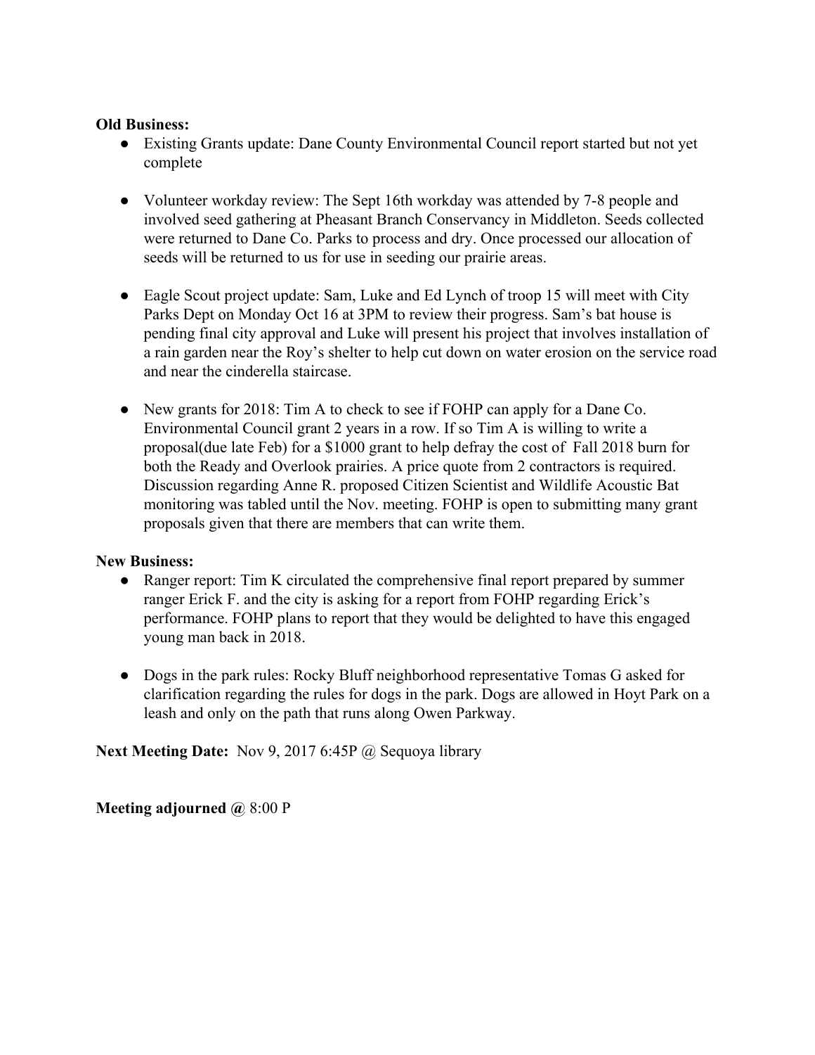**Old Business:**

- Existing Grants update: Dane County Environmental Council report started but not yet complete

- Volunteer workday review: The Sept 16th workday was attended by 7-8 people and involved seed gathering at Pheasant Branch Conservancy in Middleton. Seeds collected were returned to Dane Co. Parks to process and dry. Once processed our allocation of seeds will be returned to us for use in seeding our prairie areas.

- Eagle Scout project update: Sam, Luke and Ed Lynch of troop 15 will meet with City Parks Dept on Monday Oct 16 at 3PM to review their progress. Sam's bat house is pending final city approval and Luke will present his project that involves installation of a rain garden near the Roy's shelter to help cut down on water erosion on the service road and near the cinderella staircase.

- New grants for 2018: Tim A to check to see if FOHP can apply for a Dane Co. Environmental Council grant 2 years in a row. If so Tim A is willing to write a proposal(due late Feb) for a $1000 grant to help defray the cost of Fall 2018 burn for both the Ready and Overlook prairies. A price quote from 2 contractors is required. Discussion regarding Anne R. proposed Citizen Scientist and Wildlife Acoustic Bat monitoring was tabled until the Nov. meeting. FOHP is open to submitting many grant proposals given that there are members that can write them.

**New Business:**

- Ranger report: Tim K circulated the comprehensive final report prepared by summer ranger Erick F. and the city is asking for a report from FOHP regarding Erick's performance. FOHP plans to report that they would be delighted to have this engaged young man back in 2018.

- Dogs in the park rules: Rocky Bluff neighborhood representative Tomas G asked for clarification regarding the rules for dogs in the park. Dogs are allowed in Hoyt Park on a leash and only on the path that runs along Owen Parkway.

**Next Meeting Date:** Nov 9, 2017 6:45P @ Sequoya library

**Meeting adjourned @** 8:00 P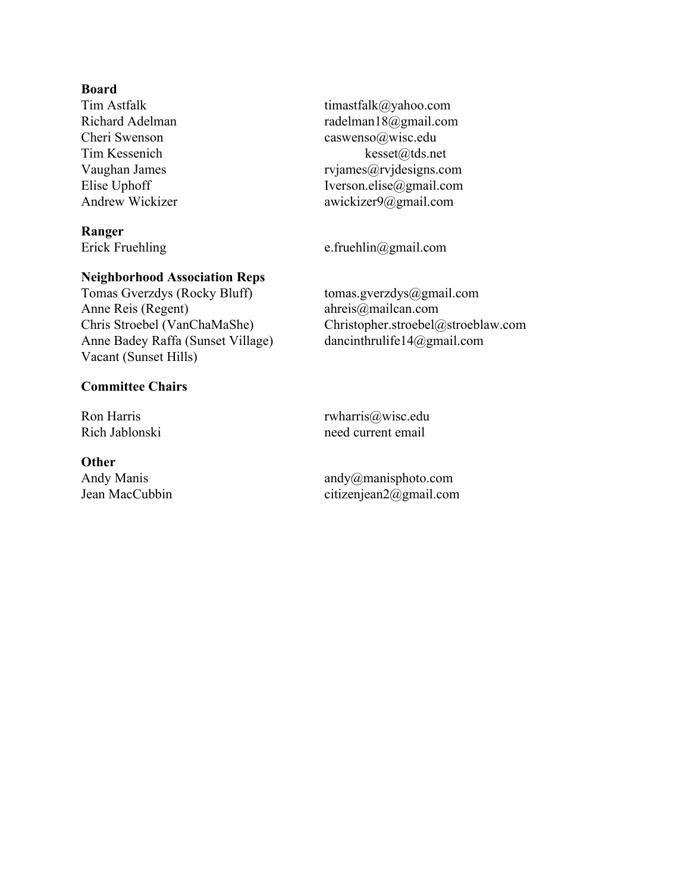**Board**

| | |
|---|---|
| Tim Astfalk | timastfalk@yahoo.com |
| Richard Adelman | radelman18@gmail.com |
| Cheri Swenson | caswenso@wisc.edu |
| Tim Kessenich | kesset@tds.net |
| Vaughan James | rvjames@rvjdesigns.com |
| Elise Uphoff | Iverson.elise@gmail.com |
| Andrew Wickizer | awickizer9@gmail.com |

**Ranger**

| | |
|---|---|
| Erick Fruehling | e.fruehlin@gmail.com |

**Neighborhood Association Reps**

| | |
|---|---|
| Tomas Gverzdys (Rocky Bluff) | tomas.gverzdys@gmail.com |
| Anne Reis (Regent) | ahreis@mailcan.com |
| Chris Stroebel (VanChaMaShe) | Christopher.stroebel@stroeblaw.com |
| Anne Badey Raffa (Sunset Village) | dancinthrulife14@gmail.com |
| Vacant (Sunset Hills) | |

**Committee Chairs**

| | |
|---|---|
| Ron Harris | rwharris@wisc.edu |
| Rich Jablonski | need current email |

**Other**

| | |
|---|---|
| Andy Manis | andy@manisphoto.com |
| Jean MacCubbin | citizenjean2@gmail.com |